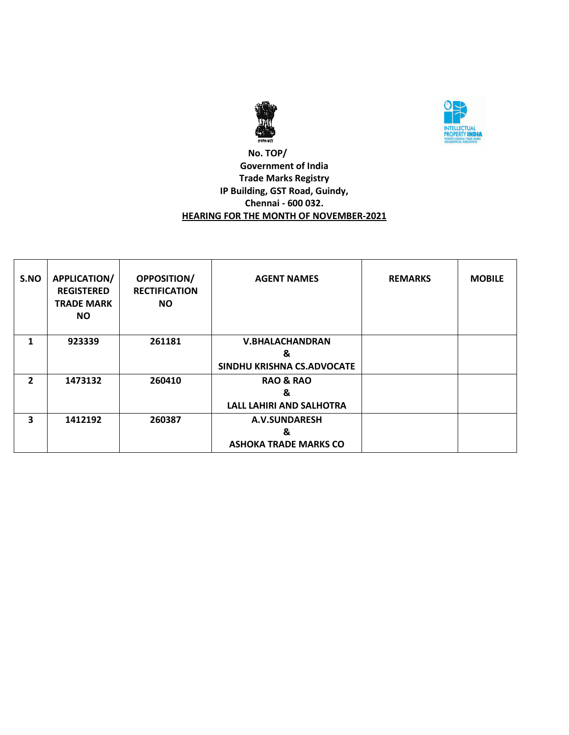No. TOP/

**Government of India**
**Trade Marks Registry**
**IP Building, GST Road, Guindy,**
**Chennai - 600 032.**

**HEARING FOR THE MONTH OF NOVEMBER-2021**

| S.NO | APPLICATION/ REGISTERED TRADE MARK NO | OPPOSITION/ RECTIFICATION NO | AGENT NAMES | REMARKS | MOBILE |
|---|---|---|---|---|---|
| 1 | 923339 | 261181 | V.BHALACHANDRAN & SINDHU KRISHNA CS.ADVOCATE | | |
| 2 | 1473132 | 260410 | RAO & RAO & LALL LAHIRI AND SALHOTRA | | |
| 3 | 1412192 | 260387 | A.V.SUNDARESH & ASHOKA TRADE MARKS CO | | |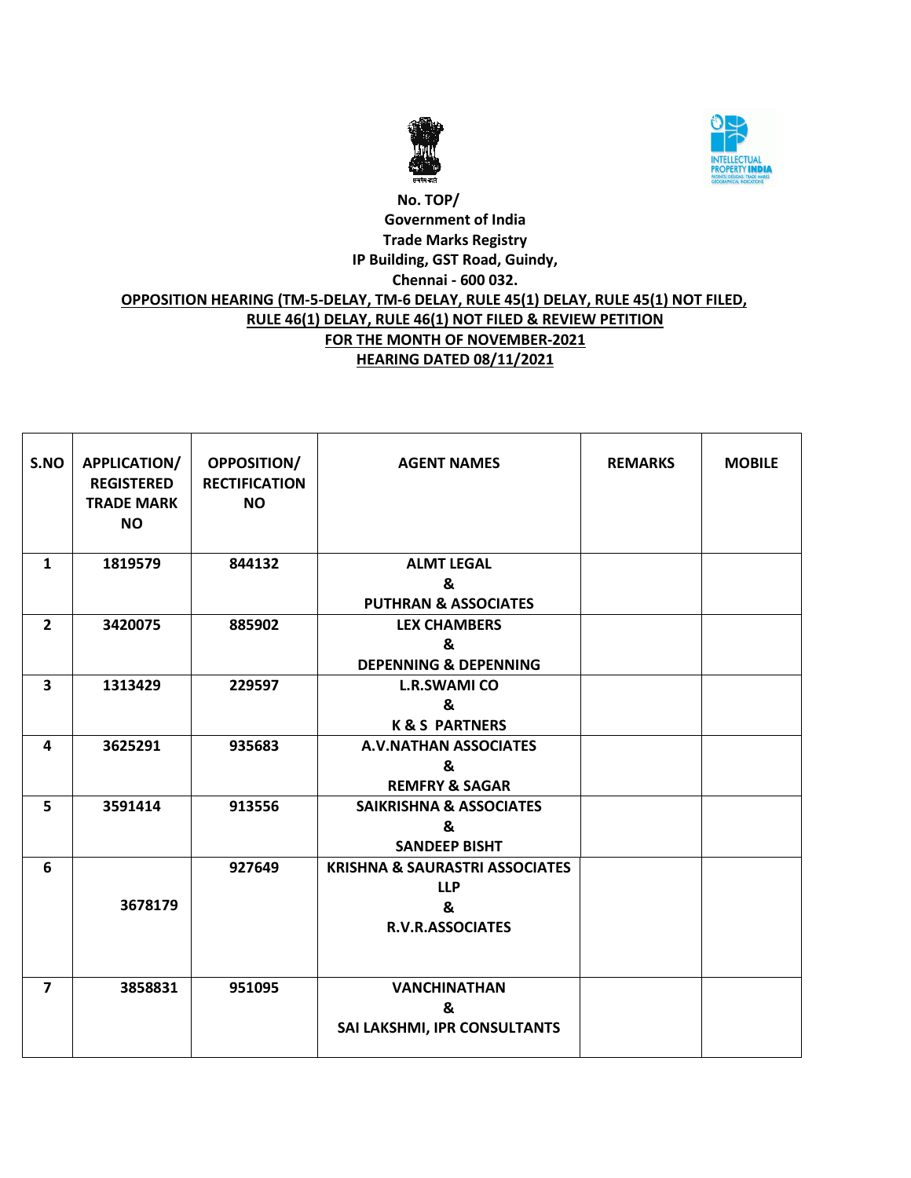No. TOP/
Government of India
Trade Marks Registry
IP Building, GST Road, Guindy,
Chennai - 600 032.

**OPPOSITION HEARING (TM-5-DELAY, TM-6 DELAY, RULE 45(1) DELAY, RULE 45(1) NOT FILED, RULE 46(1) DELAY, RULE 46(1) NOT FILED & REVIEW PETITION**

**FOR THE MONTH OF NOVEMBER-2021**

**HEARING DATED 08/11/2021**

| S.NO | APPLICATION/ REGISTERED TRADE MARK NO | OPPOSITION/ RECTIFICATION NO | AGENT NAMES | REMARKS | MOBILE |
|---|---|---|---|---|---|
| 1 | 1819579 | 844132 | ALMT LEGAL & PUTHRAN & ASSOCIATES | | |
| 2 | 3420075 | 885902 | LEX CHAMBERS & DEPENNING & DEPENNING | | |
| 3 | 1313429 | 229597 | L.R.SWAMI CO & K & S PARTNERS | | |
| 4 | 3625291 | 935683 | A.V.NATHAN ASSOCIATES & REMFRY & SAGAR | | |
| 5 | 3591414 | 913556 | SAIKRISHNA & ASSOCIATES & SANDEEP BISHT | | |
| 6 | 3678179 | 927649 | KRISHNA & SAURASTRI ASSOCIATES LLP & R.V.R.ASSOCIATES | | |
| 7 | 3858831 | 951095 | VANCHINATHAN & SAI LAKSHMI, IPR CONSULTANTS | | |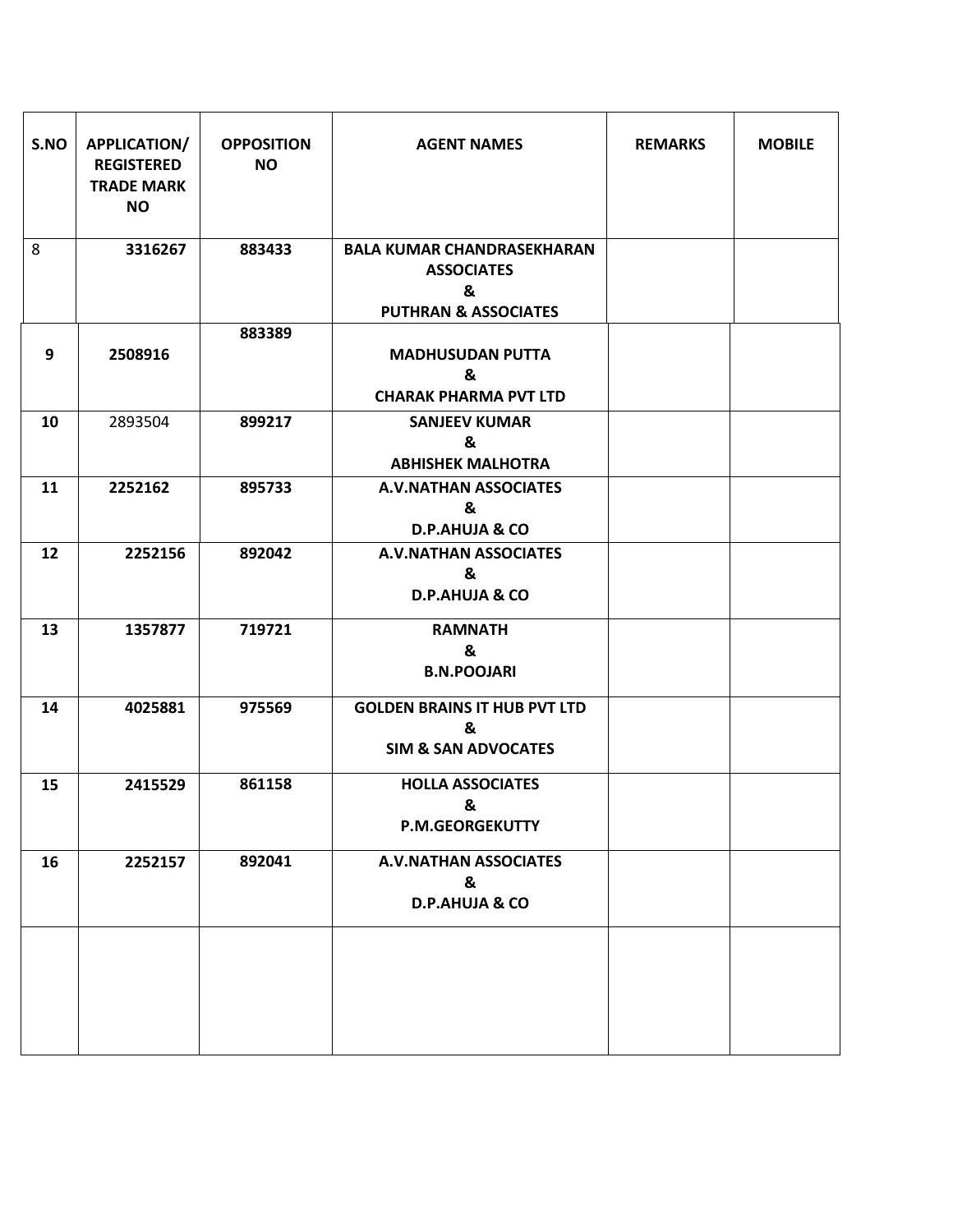| S.NO | APPLICATION/ REGISTERED TRADE MARK NO | OPPOSITION NO | AGENT NAMES | REMARKS | MOBILE |
|---|---|---|---|---|---|
| 8 | 3316267 | 883433 | BALA KUMAR CHANDRASEKHARAN ASSOCIATES & PUTHRAN & ASSOCIATES | | |
| 9 | 2508916 | 883389 | MADHUSUDAN PUTTA & CHARAK PHARMA PVT LTD | | |
| 10 | 2893504 | 899217 | SANJEEV KUMAR & ABHISHEK MALHOTRA | | |
| 11 | 2252162 | 895733 | A.V.NATHAN ASSOCIATES & D.P.AHUJA & CO | | |
| 12 | 2252156 | 892042 | A.V.NATHAN ASSOCIATES & D.P.AHUJA & CO | | |
| 13 | 1357877 | 719721 | RAMNATH & B.N.POOJARI | | |
| 14 | 4025881 | 975569 | GOLDEN BRAINS IT HUB PVT LTD & SIM & SAN ADVOCATES | | |
| 15 | 2415529 | 861158 | HOLLA ASSOCIATES & P.M.GEORGEKUTTY | | |
| 16 | 2252157 | 892041 | A.V.NATHAN ASSOCIATES & D.P.AHUJA & CO | | |
| | | | | | |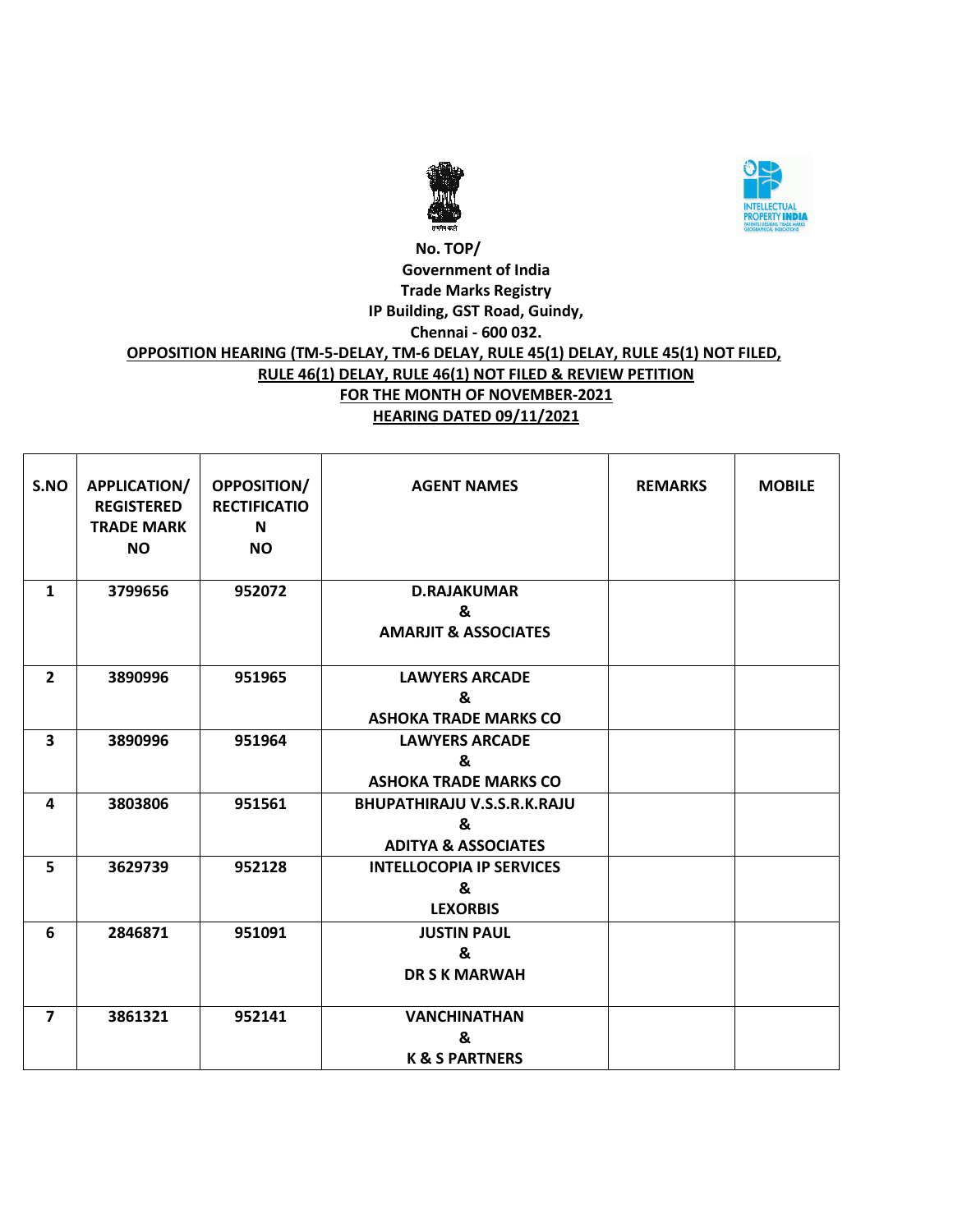No. TOP/

Government of India

Trade Marks Registry

IP Building, GST Road, Guindy,

Chennai - 600 032.

**OPPOSITION HEARING (TM-5-DELAY, TM-6 DELAY, RULE 45(1) DELAY, RULE 45(1) NOT FILED, RULE 46(1) DELAY, RULE 46(1) NOT FILED & REVIEW PETITION**

**FOR THE MONTH OF NOVEMBER-2021**

**HEARING DATED 09/11/2021**

| S.NO | APPLICATION/ REGISTERED TRADE MARK NO | OPPOSITION/ RECTIFICATION NO | AGENT NAMES | REMARKS | MOBILE |
|---|---|---|---|---|---|
| 1 | 3799656 | 952072 | D.RAJAKUMAR & AMARJIT & ASSOCIATES | | |
| 2 | 3890996 | 951965 | LAWYERS ARCADE & ASHOKA TRADE MARKS CO | | |
| 3 | 3890996 | 951964 | LAWYERS ARCADE & ASHOKA TRADE MARKS CO | | |
| 4 | 3803806 | 951561 | BHUPATHIRAJU V.S.S.R.K.RAJU & ADITYA & ASSOCIATES | | |
| 5 | 3629739 | 952128 | INTELLOCOPIA IP SERVICES & LEXORBIS | | |
| 6 | 2846871 | 951091 | JUSTIN PAUL & DR S K MARWAH | | |
| 7 | 3861321 | 952141 | VANCHINATHAN & K & S PARTNERS | | |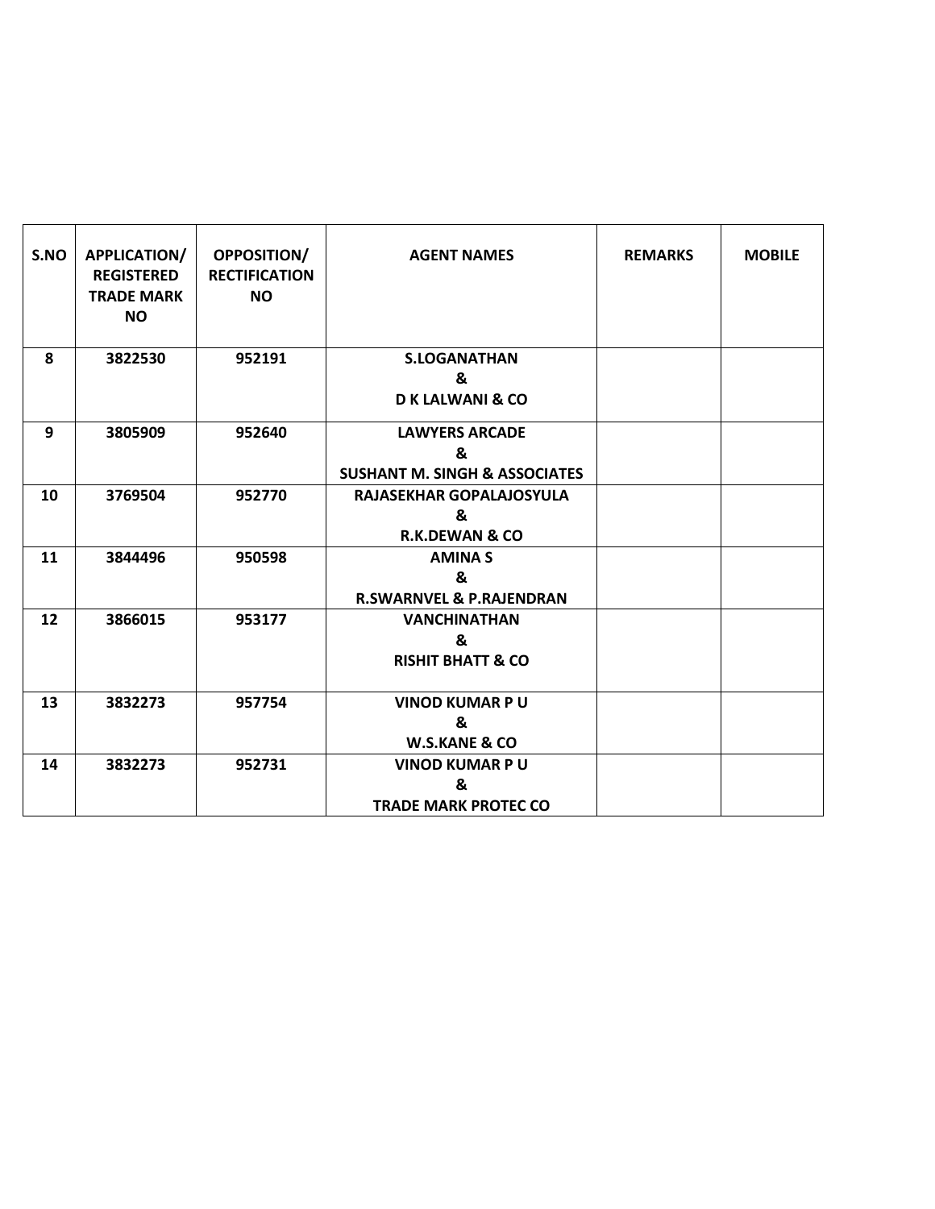| S.NO | APPLICATION/ REGISTERED TRADE MARK NO | OPPOSITION/ RECTIFICATION NO | AGENT NAMES | REMARKS | MOBILE |
|---|---|---|---|---|---|
| 8 | 3822530 | 952191 | S.LOGANATHAN & D K LALWANI & CO | | |
| 9 | 3805909 | 952640 | LAWYERS ARCADE & SUSHANT M. SINGH & ASSOCIATES | | |
| 10 | 3769504 | 952770 | RAJASEKHAR GOPALAJOSYULA & R.K.DEWAN & CO | | |
| 11 | 3844496 | 950598 | AMINA S & R.SWARNVEL & P.RAJENDRAN | | |
| 12 | 3866015 | 953177 | VANCHINATHAN & RISHIT BHATT & CO | | |
| 13 | 3832273 | 957754 | VINOD KUMAR P U & W.S.KANE & CO | | |
| 14 | 3832273 | 952731 | VINOD KUMAR P U & TRADE MARK PROTEC CO | | |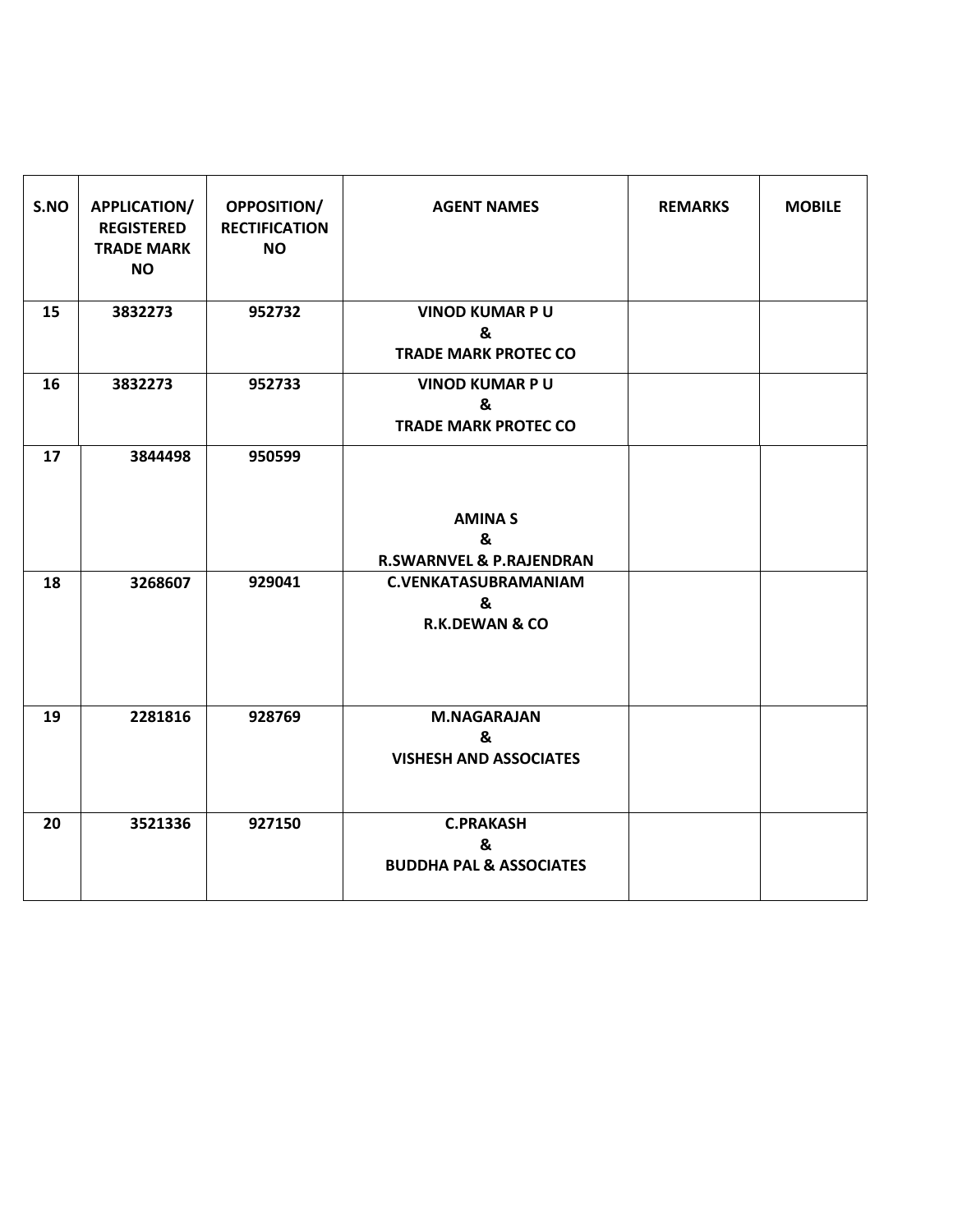| S.NO | APPLICATION/ REGISTERED TRADE MARK NO | OPPOSITION/ RECTIFICATION NO | AGENT NAMES | REMARKS | MOBILE |
|---|---|---|---|---|---|
| 15 | 3832273 | 952732 | VINOD KUMAR P U & TRADE MARK PROTEC CO | | |
| 16 | 3832273 | 952733 | VINOD KUMAR P U & TRADE MARK PROTEC CO | | |
| 17 | 3844498 | 950599 | AMINA S & R.SWARNVEL & P.RAJENDRAN | | |
| 18 | 3268607 | 929041 | C.VENKATASUBRAMANIAM & R.K.DEWAN & CO | | |
| 19 | 2281816 | 928769 | M.NAGARAJAN & VISHESH AND ASSOCIATES | | |
| 20 | 3521336 | 927150 | C.PRAKASH & BUDDHA PAL & ASSOCIATES | | |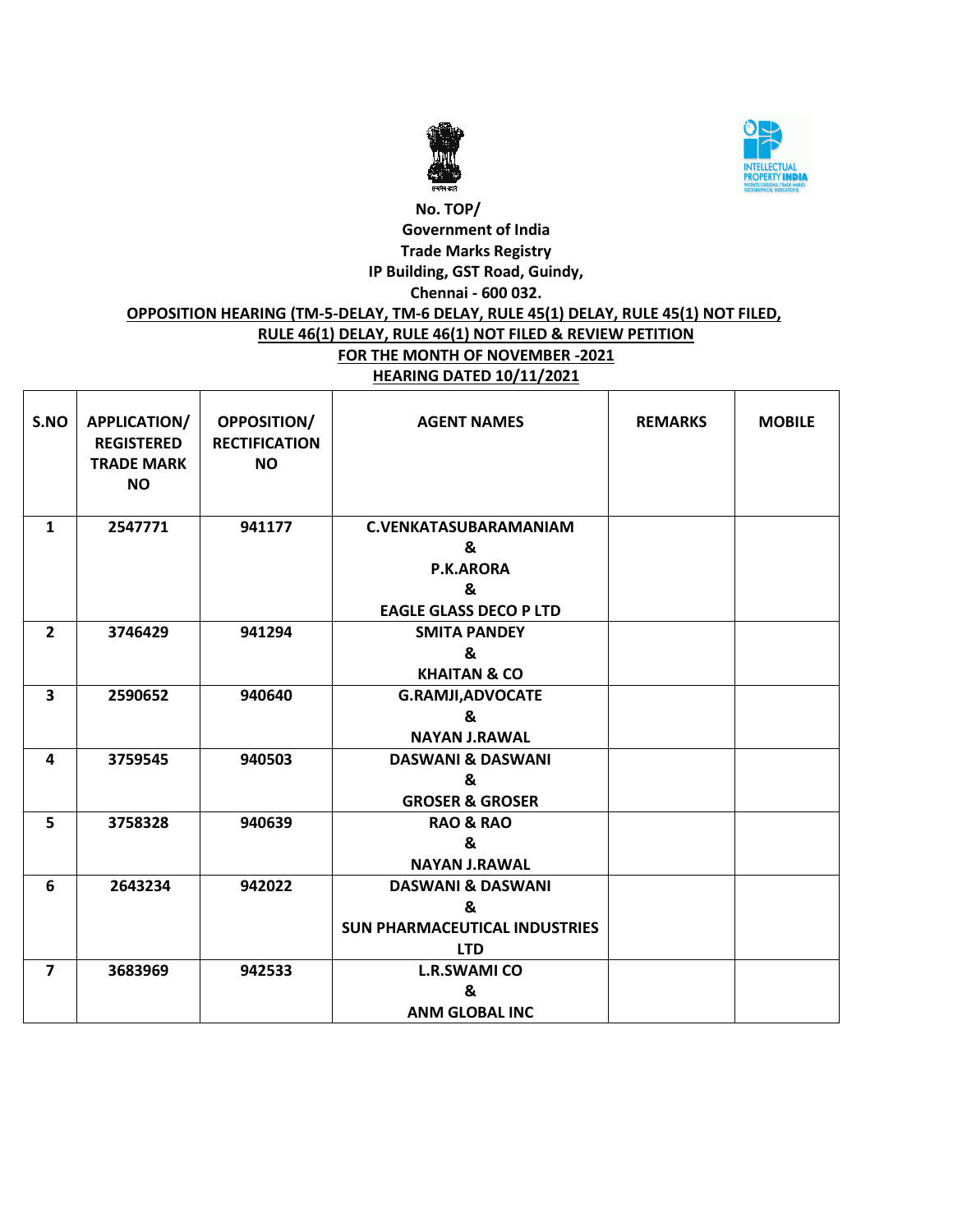No. TOP/

Government of India

Trade Marks Registry

IP Building, GST Road, Guindy,

Chennai - 600 032.

**OPPOSITION HEARING (TM-5-DELAY, TM-6 DELAY, RULE 45(1) DELAY, RULE 45(1) NOT FILED, RULE 46(1) DELAY, RULE 46(1) NOT FILED & REVIEW PETITION**

**FOR THE MONTH OF NOVEMBER -2021**

**HEARING DATED 10/11/2021**

| S.NO | APPLICATION/ REGISTERED TRADE MARK NO | OPPOSITION/ RECTIFICATION NO | AGENT NAMES | REMARKS | MOBILE |
|---|---|---|---|---|---|
| 1 | 2547771 | 941177 | C.VENKATASUBARAMANIAM & P.K.ARORA & EAGLE GLASS DECO P LTD | | |
| 2 | 3746429 | 941294 | SMITA PANDEY & KHAITAN & CO | | |
| 3 | 2590652 | 940640 | G.RAMJI,ADVOCATE & NAYAN J.RAWAL | | |
| 4 | 3759545 | 940503 | DASWANI & DASWANI & GROSER & GROSER | | |
| 5 | 3758328 | 940639 | RAO & RAO & NAYAN J.RAWAL | | |
| 6 | 2643234 | 942022 | DASWANI & DASWANI & SUN PHARMACEUTICAL INDUSTRIES LTD | | |
| 7 | 3683969 | 942533 | L.R.SWAMI CO & ANM GLOBAL INC | | |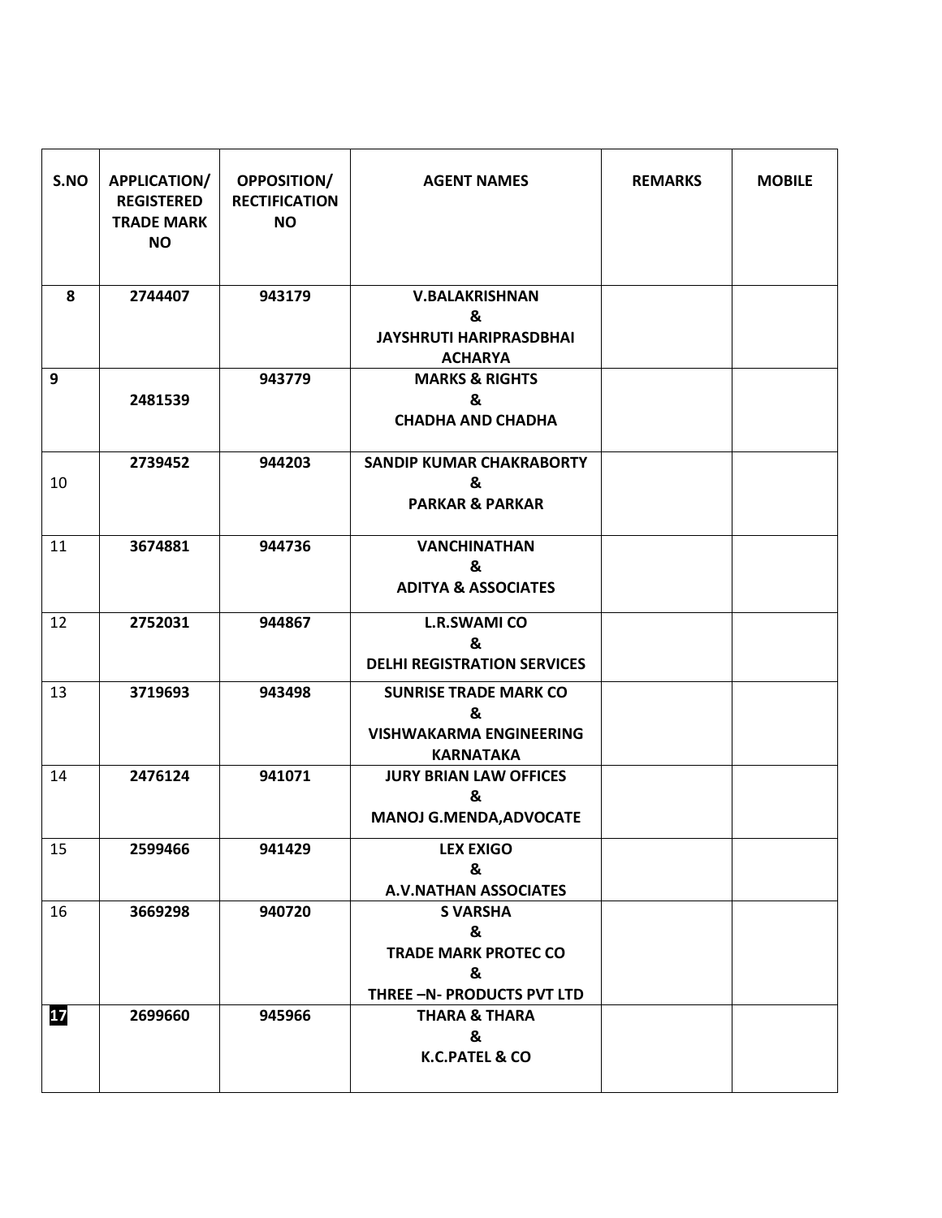| S.NO | APPLICATION/ REGISTERED TRADE MARK NO | OPPOSITION/ RECTIFICATION NO | AGENT NAMES | REMARKS | MOBILE |
|---|---|---|---|---|---|
| 8 | 2744407 | 943179 | V.BALAKRISHNAN & JAYSHRUTI HARIPRASDBHAI ACHARYA | | |
| 9 | 2481539 | 943779 | MARKS & RIGHTS & CHADHA AND CHADHA | | |
| 10 | 2739452 | 944203 | SANDIP KUMAR CHAKRABORTY & PARKAR & PARKAR | | |
| 11 | 3674881 | 944736 | VANCHINATHAN & ADITYA & ASSOCIATES | | |
| 12 | 2752031 | 944867 | L.R.SWAMI CO & DELHI REGISTRATION SERVICES | | |
| 13 | 3719693 | 943498 | SUNRISE TRADE MARK CO & VISHWAKARMA ENGINEERING KARNATAKA | | |
| 14 | 2476124 | 941071 | JURY BRIAN LAW OFFICES & MANOJ G.MENDA,ADVOCATE | | |
| 15 | 2599466 | 941429 | LEX EXIGO & A.V.NATHAN ASSOCIATES | | |
| 16 | 3669298 | 940720 | S VARSHA & TRADE MARK PROTEC CO & THREE –N- PRODUCTS PVT LTD | | |
| 17 | 2699660 | 945966 | THARA & THARA & K.C.PATEL & CO | | |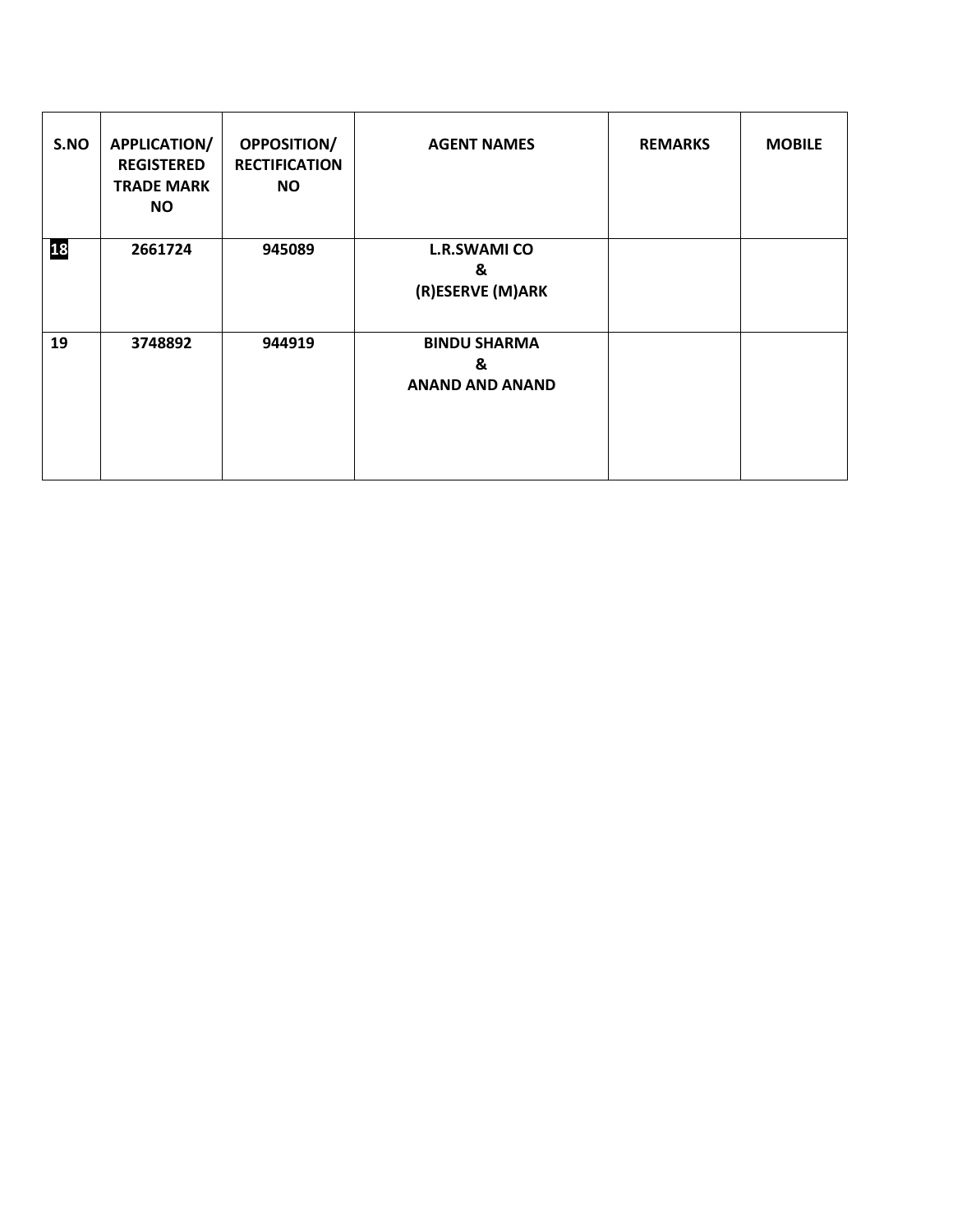| S.NO | APPLICATION/ REGISTERED TRADE MARK NO | OPPOSITION/ RECTIFICATION NO | AGENT NAMES | REMARKS | MOBILE |
|---|---|---|---|---|---|
| 18 | 2661724 | 945089 | L.R.SWAMI CO & (R)ESERVE (M)ARK | | |
| 19 | 3748892 | 944919 | BINDU SHARMA & ANAND AND ANAND | | |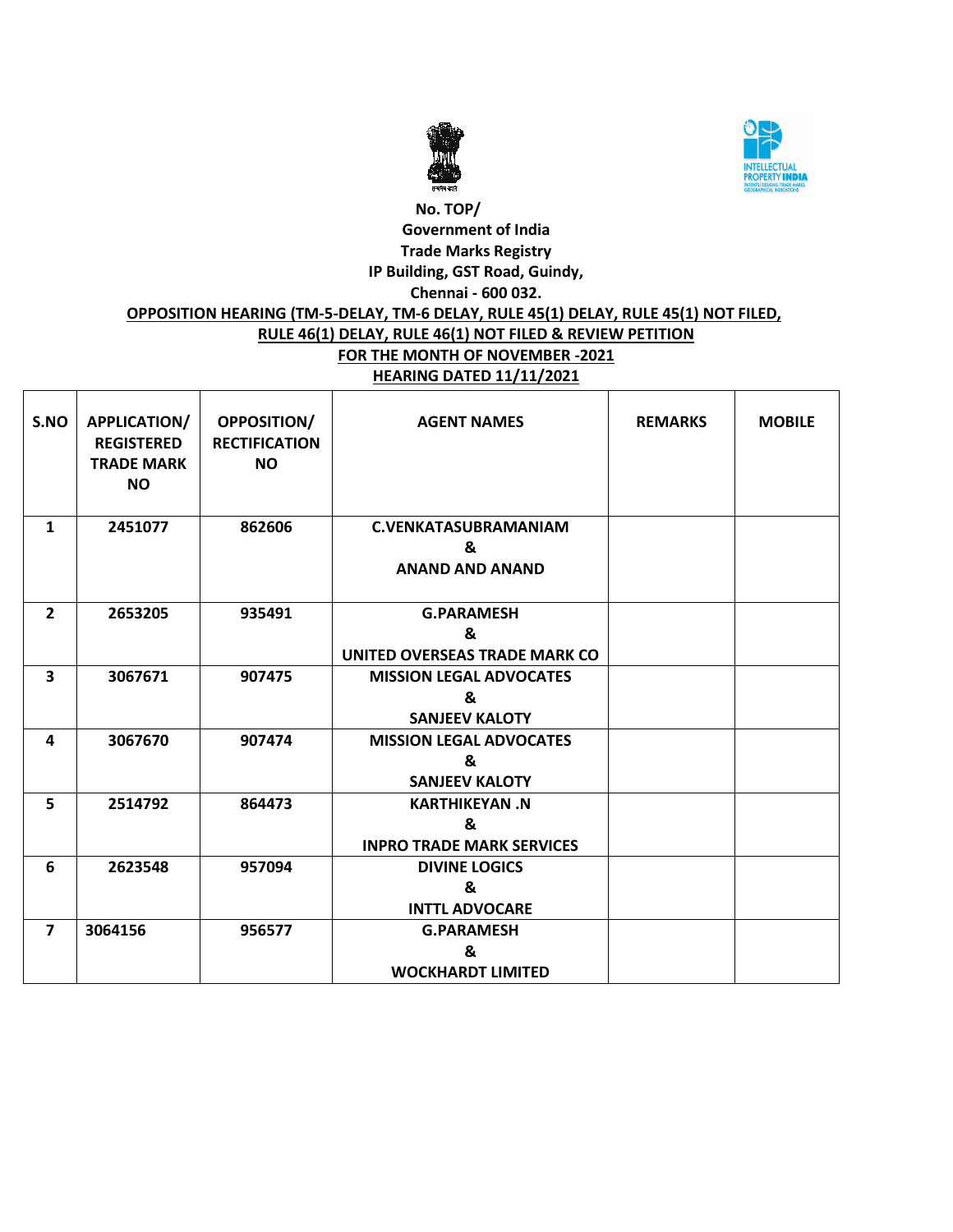No. TOP/

Government of India

Trade Marks Registry

IP Building, GST Road, Guindy,

Chennai - 600 032.

**OPPOSITION HEARING (TM-5-DELAY, TM-6 DELAY, RULE 45(1) DELAY, RULE 45(1) NOT FILED, RULE 46(1) DELAY, RULE 46(1) NOT FILED & REVIEW PETITION**

**FOR THE MONTH OF NOVEMBER -2021**

**HEARING DATED 11/11/2021**

| S.NO | APPLICATION/ REGISTERED TRADE MARK NO | OPPOSITION/ RECTIFICATION NO | AGENT NAMES | REMARKS | MOBILE |
|---|---|---|---|---|---|
| 1 | 2451077 | 862606 | C.VENKATASUBRAMANIAM & ANAND AND ANAND | | |
| 2 | 2653205 | 935491 | G.PARAMESH & UNITED OVERSEAS TRADE MARK CO | | |
| 3 | 3067671 | 907475 | MISSION LEGAL ADVOCATES & SANJEEV KALOTY | | |
| 4 | 3067670 | 907474 | MISSION LEGAL ADVOCATES & SANJEEV KALOTY | | |
| 5 | 2514792 | 864473 | KARTHIKEYAN .N & INPRO TRADE MARK SERVICES | | |
| 6 | 2623548 | 957094 | DIVINE LOGICS & INTTL ADVOCARE | | |
| 7 | 3064156 | 956577 | G.PARAMESH & WOCKHARDT LIMITED | | |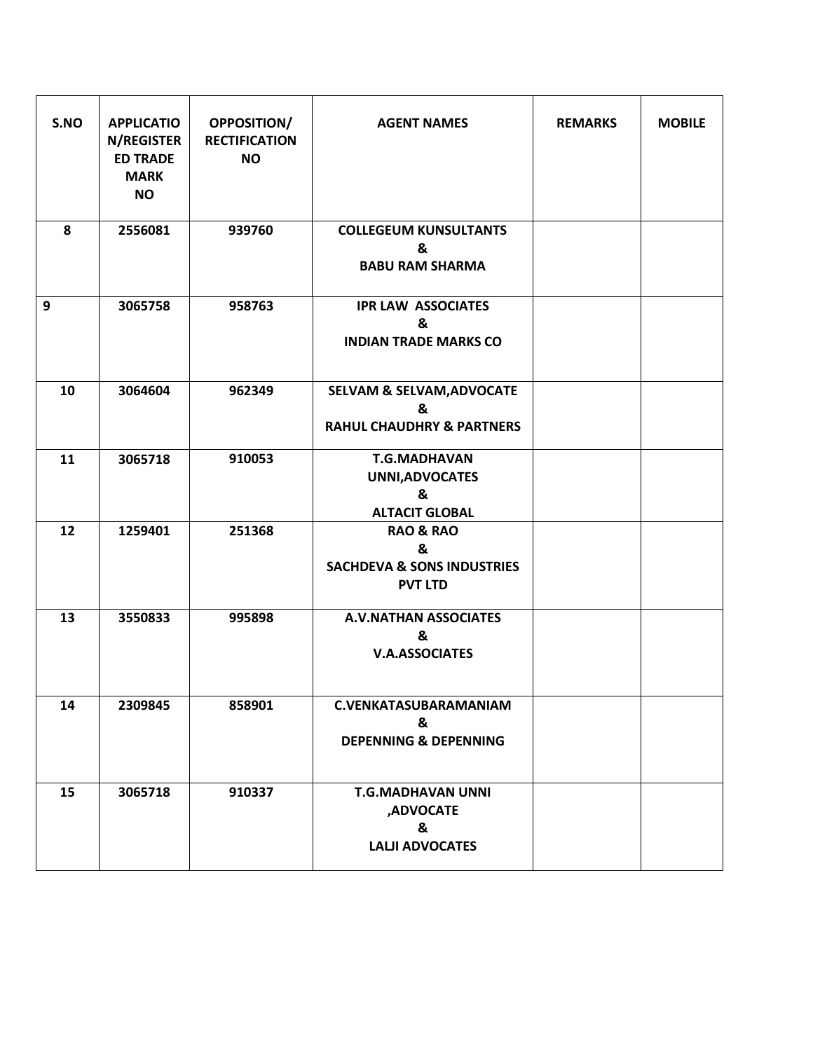| S.NO | APPLICATION/REGISTERED TRADE MARK NO | OPPOSITION/ RECTIFICATION NO | AGENT NAMES | REMARKS | MOBILE |
|---|---|---|---|---|---|
| 8 | 2556081 | 939760 | COLLEGEUM KUNSULTANTS & BABU RAM SHARMA | | |
| 9 | 3065758 | 958763 | IPR LAW ASSOCIATES & INDIAN TRADE MARKS CO | | |
| 10 | 3064604 | 962349 | SELVAM & SELVAM,ADVOCATE & RAHUL CHAUDHRY & PARTNERS | | |
| 11 | 3065718 | 910053 | T.G.MADHAVAN UNNI,ADVOCATES & ALTACIT GLOBAL | | |
| 12 | 1259401 | 251368 | RAO & RAO & SACHDEVA & SONS INDUSTRIES PVT LTD | | |
| 13 | 3550833 | 995898 | A.V.NATHAN ASSOCIATES & V.A.ASSOCIATES | | |
| 14 | 2309845 | 858901 | C.VENKATASUBARAMANIAM & DEPENNING & DEPENNING | | |
| 15 | 3065718 | 910337 | T.G.MADHAVAN UNNI ,ADVOCATE & LALJI ADVOCATES | | |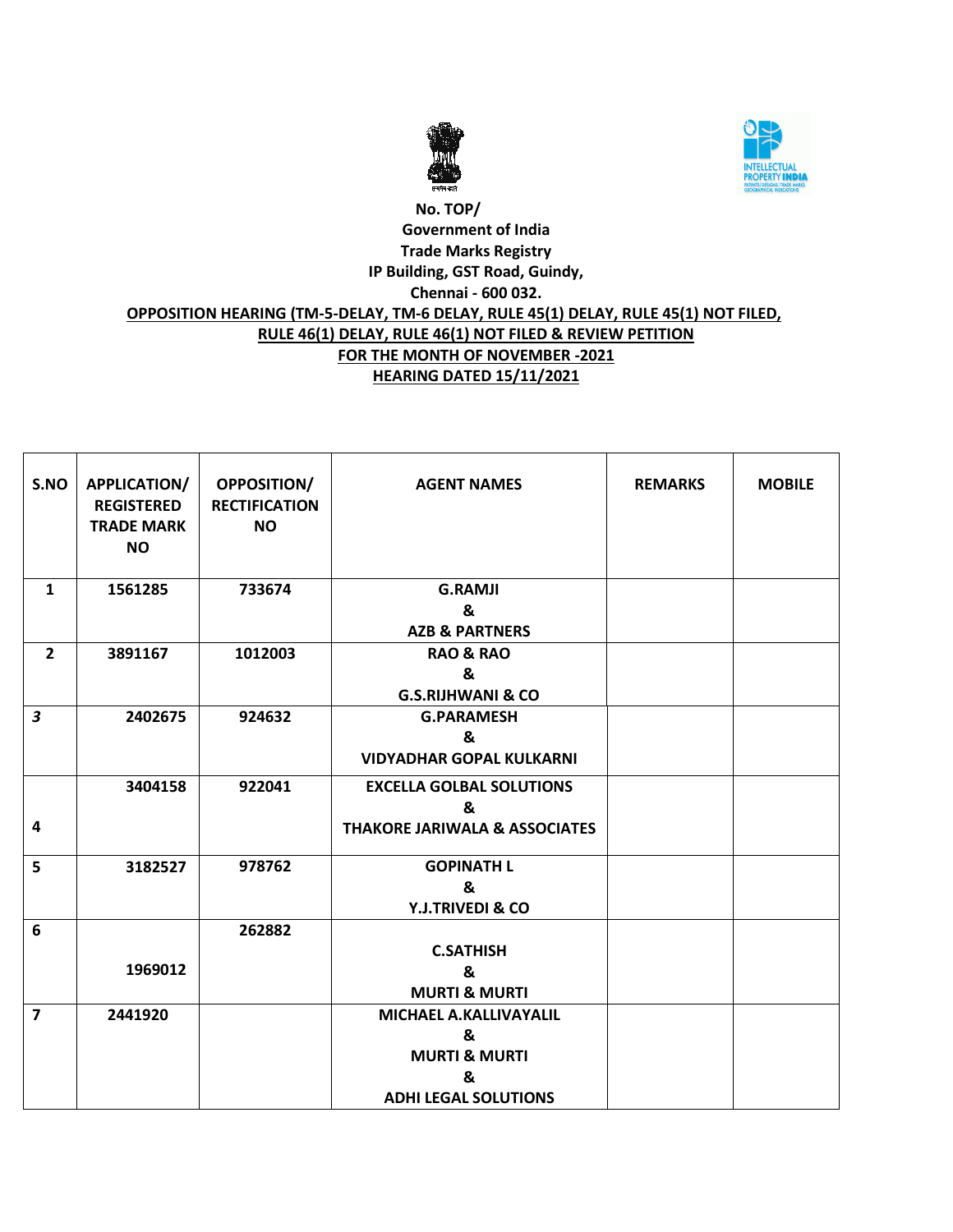No. TOP/

Government of India

Trade Marks Registry

IP Building, GST Road, Guindy,

Chennai - 600 032.

**OPPOSITION HEARING (TM-5-DELAY, TM-6 DELAY, RULE 45(1) DELAY, RULE 45(1) NOT FILED, RULE 46(1) DELAY, RULE 46(1) NOT FILED & REVIEW PETITION**

**FOR THE MONTH OF NOVEMBER -2021**

**HEARING DATED 15/11/2021**

| S.NO | APPLICATION/ REGISTERED TRADE MARK NO | OPPOSITION/ RECTIFICATION NO | AGENT NAMES | REMARKS | MOBILE |
|---|---|---|---|---|---|
| 1 | 1561285 | 733674 | G.RAMJI & AZB & PARTNERS | | |
| 2 | 3891167 | 1012003 | RAO & RAO & G.S.RIJHWANI & CO | | |
| 3 | 2402675 | 924632 | G.PARAMESH & VIDYADHAR GOPAL KULKARNI | | |
| 4 | 3404158 | 922041 | EXCELLA GOLBAL SOLUTIONS & THAKORE JARIWALA & ASSOCIATES | | |
| 5 | 3182527 | 978762 | GOPINATH L & Y.J.TRIVEDI & CO | | |
| 6 | 1969012 | 262882 | C.SATHISH & MURTI & MURTI | | |
| 7 | 2441920 | | MICHAEL A.KALLIVAYALIL & MURTI & MURTI & ADHI LEGAL SOLUTIONS | | |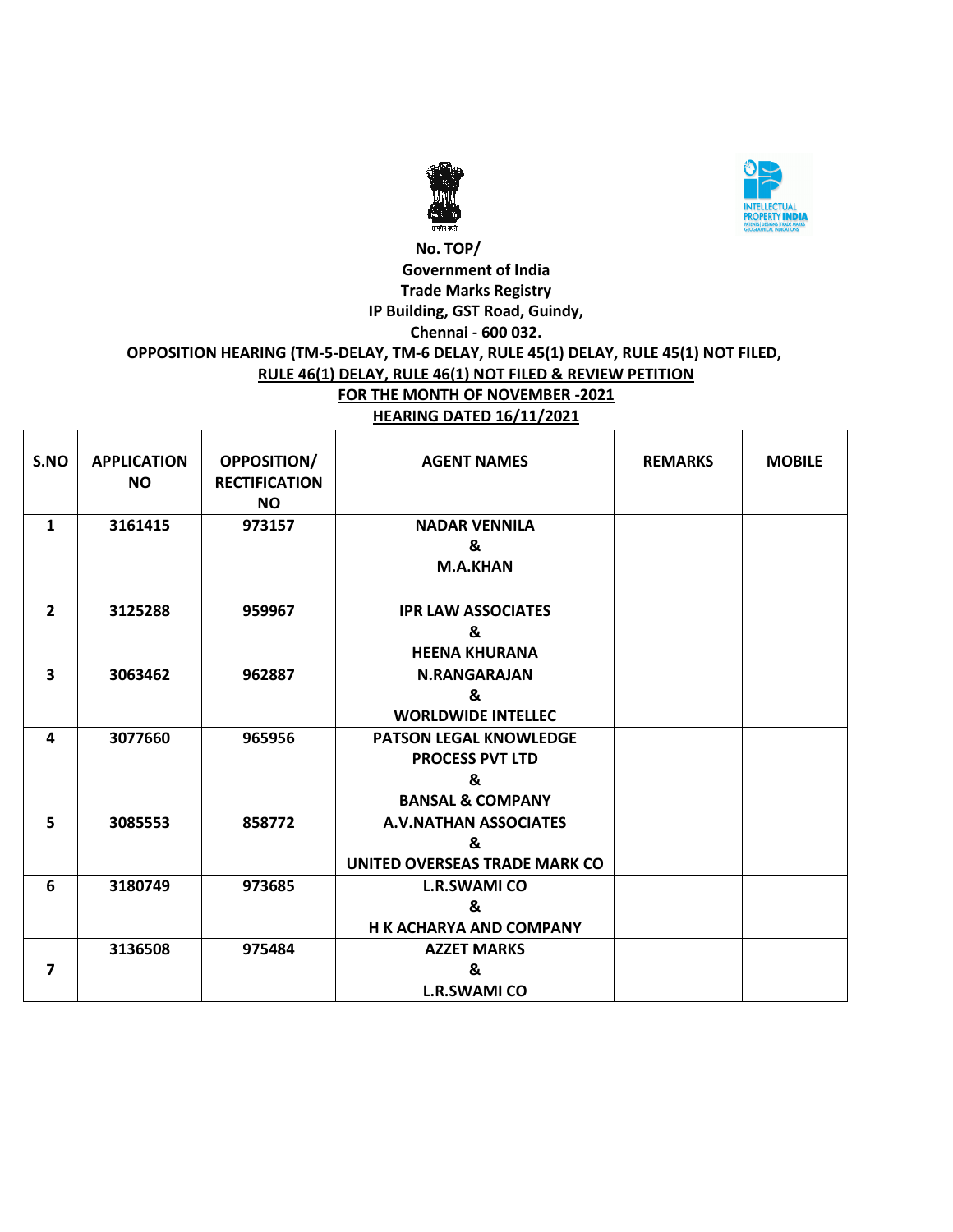No. TOP/

Government of India

Trade Marks Registry

IP Building, GST Road, Guindy,

Chennai - 600 032.

**OPPOSITION HEARING (TM-5-DELAY, TM-6 DELAY, RULE 45(1) DELAY, RULE 45(1) NOT FILED, RULE 46(1) DELAY, RULE 46(1) NOT FILED & REVIEW PETITION**

**FOR THE MONTH OF NOVEMBER -2021**

**HEARING DATED 16/11/2021**

| S.NO | APPLICATION NO | OPPOSITION/ RECTIFICATION NO | AGENT NAMES | REMARKS | MOBILE |
|---|---|---|---|---|---|
| 1 | 3161415 | 973157 | NADAR VENNILA & M.A.KHAN | | |
| 2 | 3125288 | 959967 | IPR LAW ASSOCIATES & HEENA KHURANA | | |
| 3 | 3063462 | 962887 | N.RANGARAJAN & WORLDWIDE INTELLEC | | |
| 4 | 3077660 | 965956 | PATSON LEGAL KNOWLEDGE PROCESS PVT LTD & BANSAL & COMPANY | | |
| 5 | 3085553 | 858772 | A.V.NATHAN ASSOCIATES & UNITED OVERSEAS TRADE MARK CO | | |
| 6 | 3180749 | 973685 | L.R.SWAMI CO & H K ACHARYA AND COMPANY | | |
| 7 | 3136508 | 975484 | AZZET MARKS & L.R.SWAMI CO | | |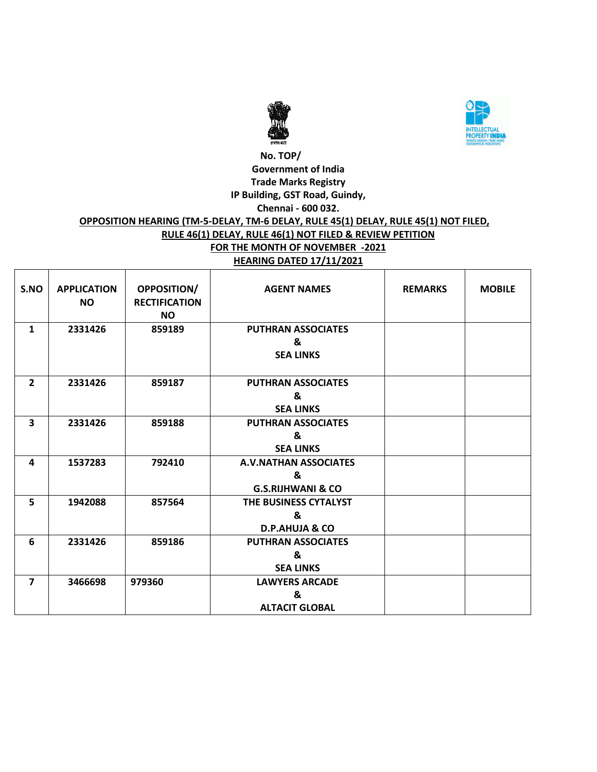No. TOP/

Government of India

Trade Marks Registry

IP Building, GST Road, Guindy,

Chennai - 600 032.

**OPPOSITION HEARING (TM-5-DELAY, TM-6 DELAY, RULE 45(1) DELAY, RULE 45(1) NOT FILED, RULE 46(1) DELAY, RULE 46(1) NOT FILED & REVIEW PETITION**

**FOR THE MONTH OF NOVEMBER -2021**

**HEARING DATED 17/11/2021**

| S.NO | APPLICATION NO | OPPOSITION/ RECTIFICATION NO | AGENT NAMES | REMARKS | MOBILE |
|---|---|---|---|---|---|
| 1 | 2331426 | 859189 | PUTHRAN ASSOCIATES & SEA LINKS | | |
| 2 | 2331426 | 859187 | PUTHRAN ASSOCIATES & SEA LINKS | | |
| 3 | 2331426 | 859188 | PUTHRAN ASSOCIATES & SEA LINKS | | |
| 4 | 1537283 | 792410 | A.V.NATHAN ASSOCIATES & G.S.RIJHWANI & CO | | |
| 5 | 1942088 | 857564 | THE BUSINESS CYTALYST & D.P.AHUJA & CO | | |
| 6 | 2331426 | 859186 | PUTHRAN ASSOCIATES & SEA LINKS | | |
| 7 | 3466698 | 979360 | LAWYERS ARCADE & ALTACIT GLOBAL | | |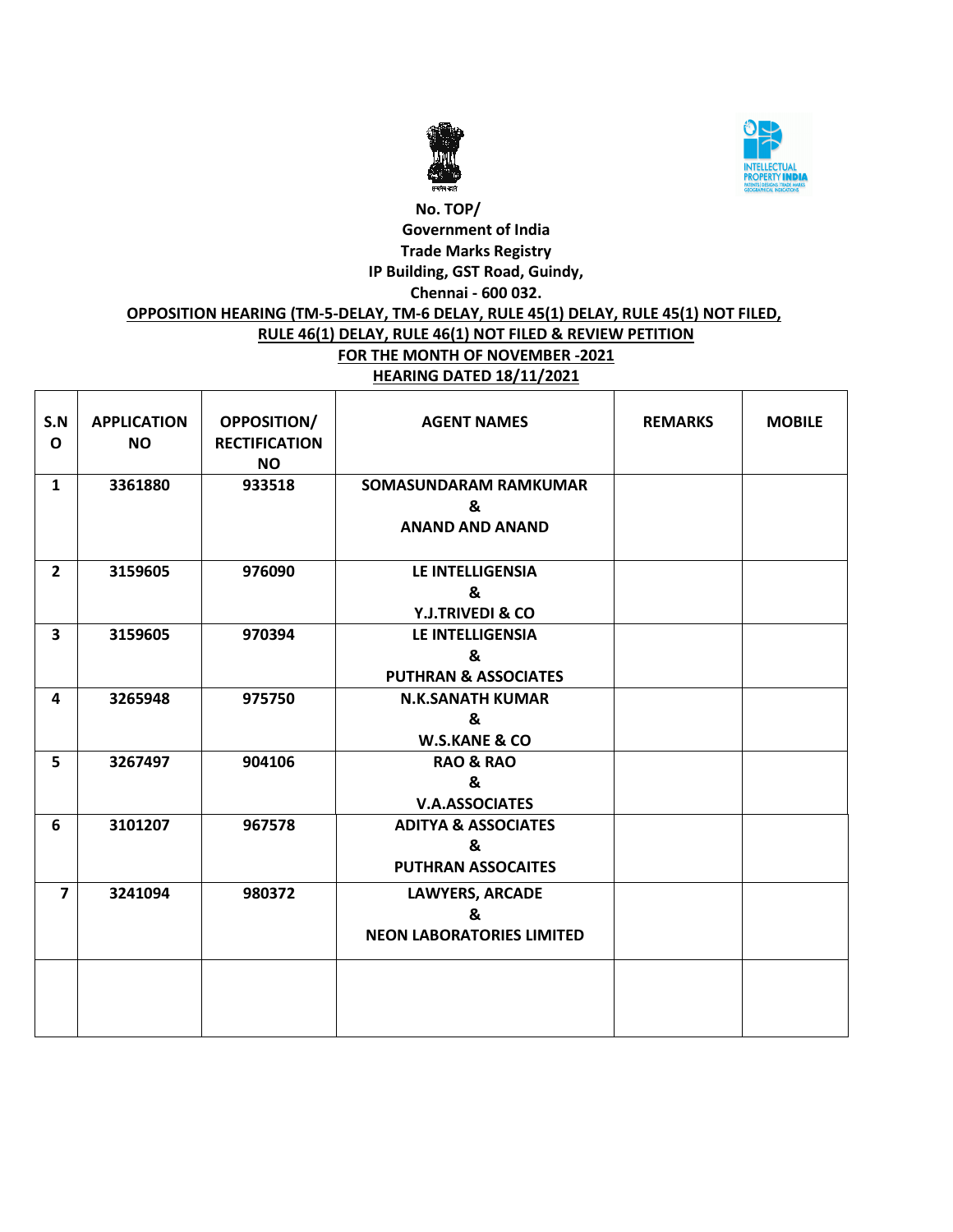No. TOP/

Government of India

Trade Marks Registry

IP Building, GST Road, Guindy,

Chennai - 600 032.

**OPPOSITION HEARING (TM-5-DELAY, TM-6 DELAY, RULE 45(1) DELAY, RULE 45(1) NOT FILED, RULE 46(1) DELAY, RULE 46(1) NOT FILED & REVIEW PETITION**

**FOR THE MONTH OF NOVEMBER -2021**

**HEARING DATED 18/11/2021**

| S.NO | APPLICATION NO | OPPOSITION/ RECTIFICATION NO | AGENT NAMES | REMARKS | MOBILE |
|---|---|---|---|---|---|
| 1 | 3361880 | 933518 | SOMASUNDARAM RAMKUMAR & ANAND AND ANAND | | |
| 2 | 3159605 | 976090 | LE INTELLIGENSIA & Y.J.TRIVEDI & CO | | |
| 3 | 3159605 | 970394 | LE INTELLIGENSIA & PUTHRAN & ASSOCIATES | | |
| 4 | 3265948 | 975750 | N.K.SANATH KUMAR & W.S.KANE & CO | | |
| 5 | 3267497 | 904106 | RAO & RAO & V.A.ASSOCIATES | | |
| 6 | 3101207 | 967578 | ADITYA & ASSOCIATES & PUTHRAN ASSOCAITES | | |
| 7 | 3241094 | 980372 | LAWYERS, ARCADE & NEON LABORATORIES LIMITED | | |
| | | | | | |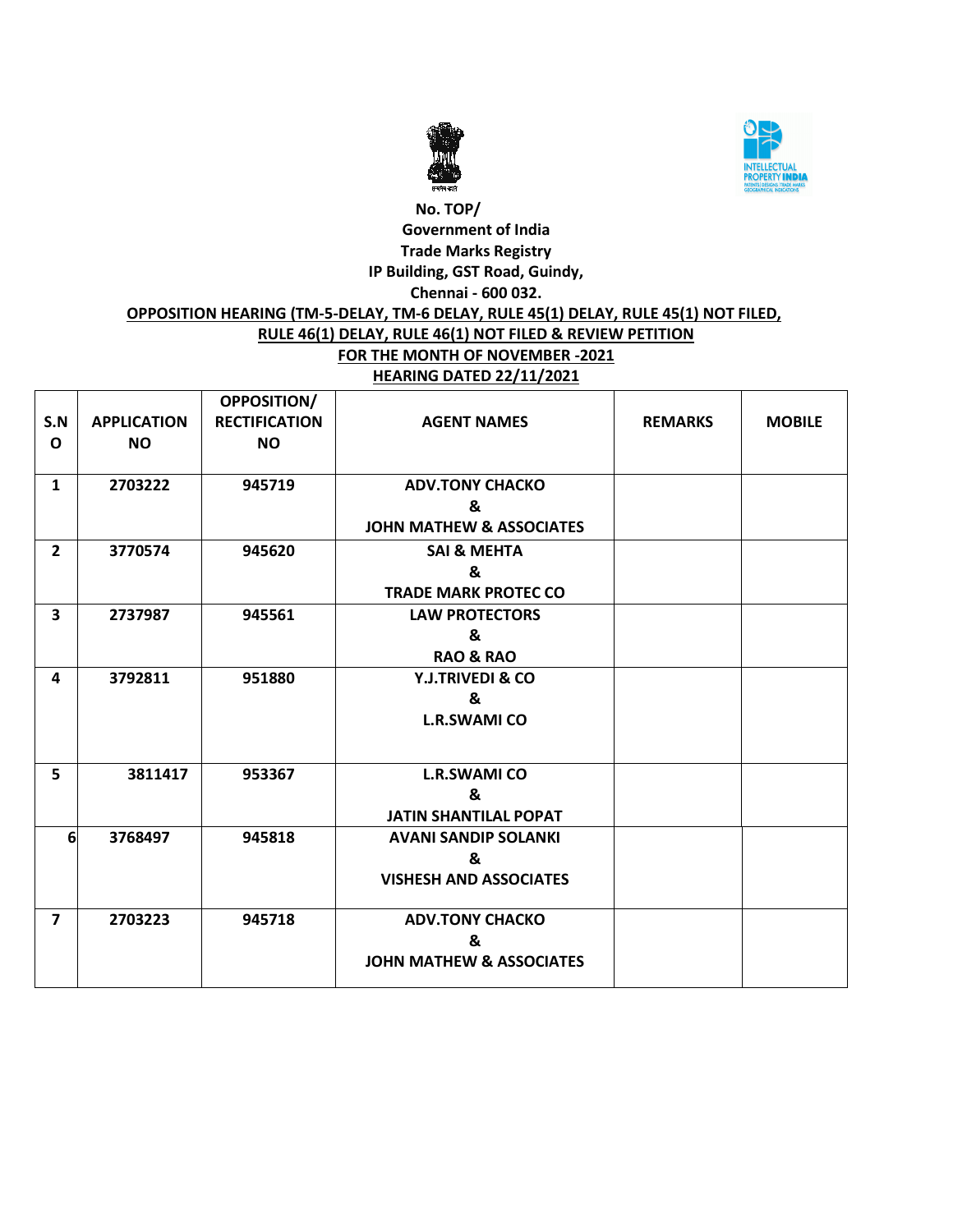No. TOP/

Government of India

Trade Marks Registry

IP Building, GST Road, Guindy,

Chennai - 600 032.

**OPPOSITION HEARING (TM-5-DELAY, TM-6 DELAY, RULE 45(1) DELAY, RULE 45(1) NOT FILED, RULE 46(1) DELAY, RULE 46(1) NOT FILED & REVIEW PETITION**

**FOR THE MONTH OF NOVEMBER -2021**

**HEARING DATED 22/11/2021**

| S.NO | APPLICATION NO | OPPOSITION/ RECTIFICATION NO | AGENT NAMES | REMARKS | MOBILE |
|---|---|---|---|---|---|
| 1 | 2703222 | 945719 | ADV.TONY CHACKO & JOHN MATHEW & ASSOCIATES | | |
| 2 | 3770574 | 945620 | SAI & MEHTA & TRADE MARK PROTEC CO | | |
| 3 | 2737987 | 945561 | LAW PROTECTORS & RAO & RAO | | |
| 4 | 3792811 | 951880 | Y.J.TRIVEDI & CO & L.R.SWAMI CO | | |
| 5 | 3811417 | 953367 | L.R.SWAMI CO & JATIN SHANTILAL POPAT | | |
| 6 | 3768497 | 945818 | AVANI SANDIP SOLANKI & VISHESH AND ASSOCIATES | | |
| 7 | 2703223 | 945718 | ADV.TONY CHACKO & JOHN MATHEW & ASSOCIATES | | |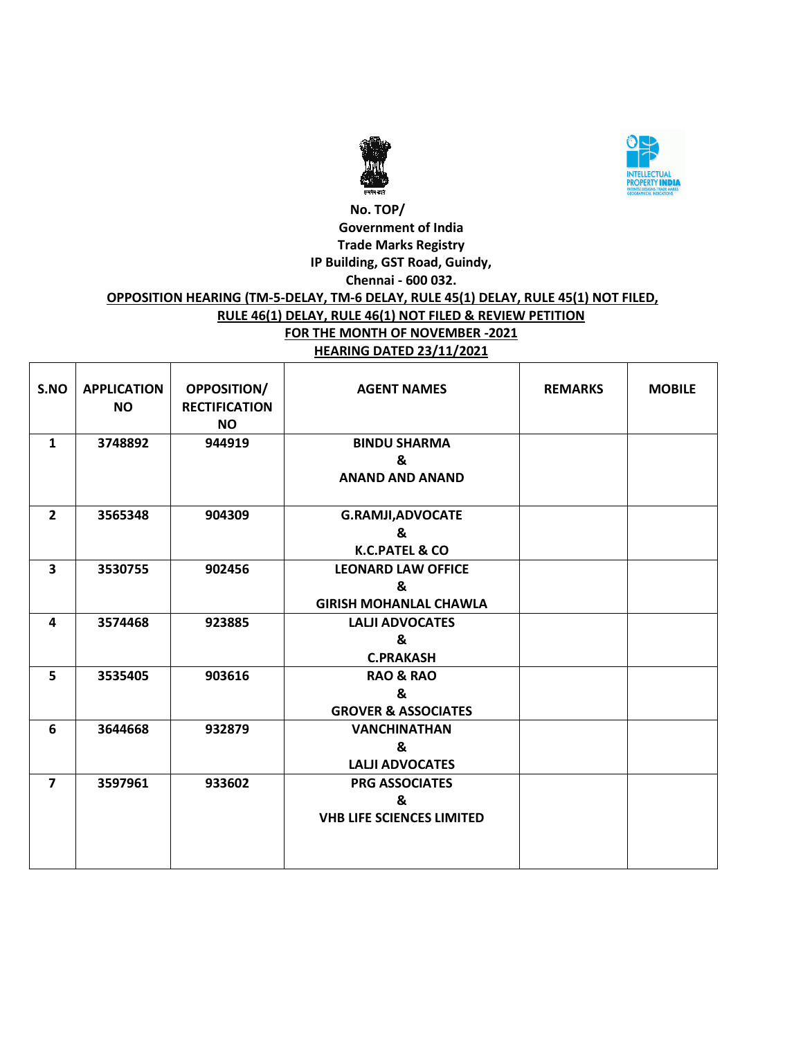No. TOP/

Government of India

Trade Marks Registry

IP Building, GST Road, Guindy,

Chennai - 600 032.

**OPPOSITION HEARING (TM-5-DELAY, TM-6 DELAY, RULE 45(1) DELAY, RULE 45(1) NOT FILED, RULE 46(1) DELAY, RULE 46(1) NOT FILED & REVIEW PETITION**

**FOR THE MONTH OF NOVEMBER -2021**

**HEARING DATED 23/11/2021**

| S.NO | APPLICATION NO | OPPOSITION/ RECTIFICATION NO | AGENT NAMES | REMARKS | MOBILE |
|---|---|---|---|---|---|
| 1 | 3748892 | 944919 | BINDU SHARMA & ANAND AND ANAND | | |
| 2 | 3565348 | 904309 | G.RAMJI,ADVOCATE & K.C.PATEL & CO | | |
| 3 | 3530755 | 902456 | LEONARD LAW OFFICE & GIRISH MOHANLAL CHAWLA | | |
| 4 | 3574468 | 923885 | LALJI ADVOCATES & C.PRAKASH | | |
| 5 | 3535405 | 903616 | RAO & RAO & GROVER & ASSOCIATES | | |
| 6 | 3644668 | 932879 | VANCHINATHAN & LALJI ADVOCATES | | |
| 7 | 3597961 | 933602 | PRG ASSOCIATES & VHB LIFE SCIENCES LIMITED | | |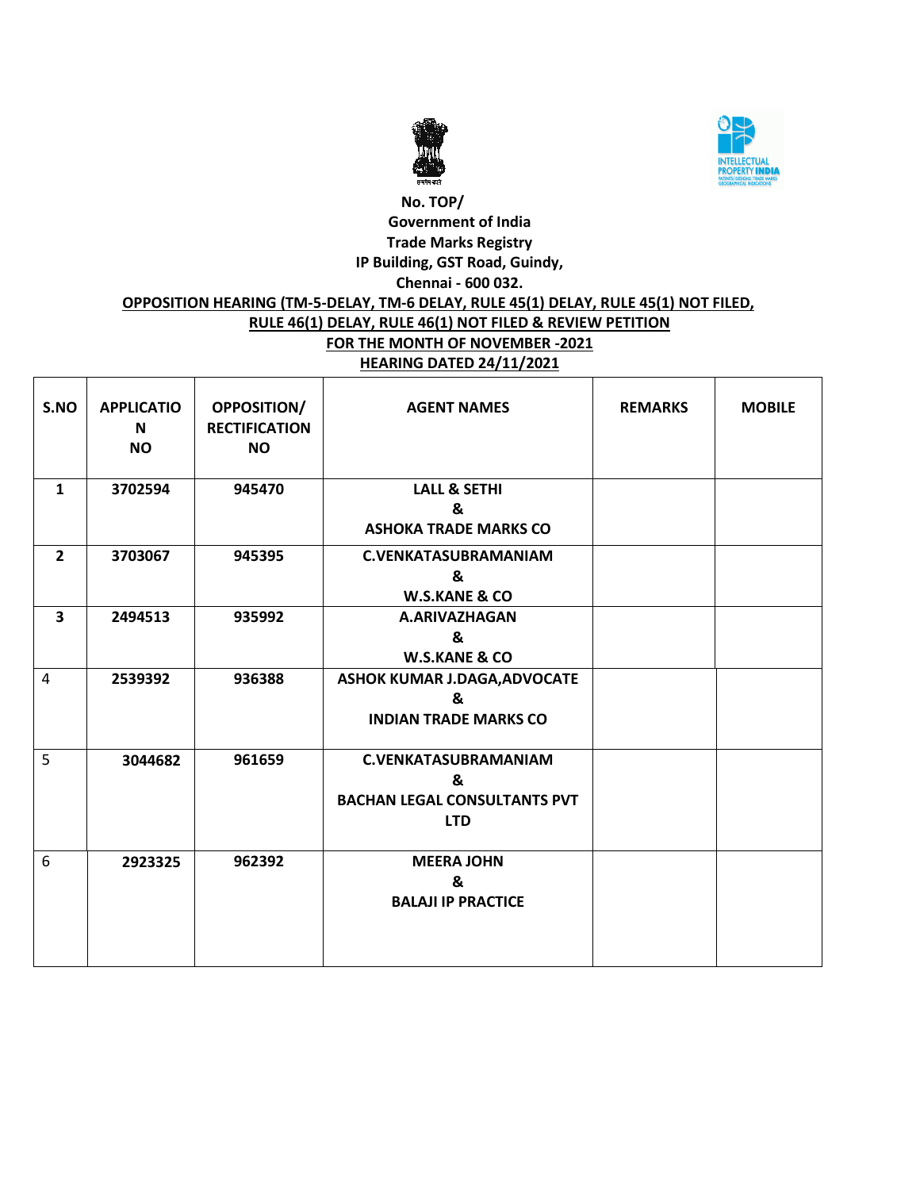No. TOP/

**Government of India**

**Trade Marks Registry**

**IP Building, GST Road, Guindy,**

**Chennai - 600 032.**

**OPPOSITION HEARING (TM-5-DELAY, TM-6 DELAY, RULE 45(1) DELAY, RULE 45(1) NOT FILED, RULE 46(1) DELAY, RULE 46(1) NOT FILED & REVIEW PETITION**

**FOR THE MONTH OF NOVEMBER -2021**

**HEARING DATED 24/11/2021**

| S.NO | APPLICATION NO | OPPOSITION/ RECTIFICATION NO | AGENT NAMES | REMARKS | MOBILE |
|---|---|---|---|---|---|
| 1 | 3702594 | 945470 | LALL & SETHI & ASHOKA TRADE MARKS CO | | |
| 2 | 3703067 | 945395 | C.VENKATASUBRAMANIAM & W.S.KANE & CO | | |
| 3 | 2494513 | 935992 | A.ARIVAZHAGAN & W.S.KANE & CO | | |
| 4 | 2539392 | 936388 | ASHOK KUMAR J.DAGA,ADVOCATE & INDIAN TRADE MARKS CO | | |
| 5 | 3044682 | 961659 | C.VENKATASUBRAMANIAM & BACHAN LEGAL CONSULTANTS PVT LTD | | |
| 6 | 2923325 | 962392 | MEERA JOHN & BALAJI IP PRACTICE | | |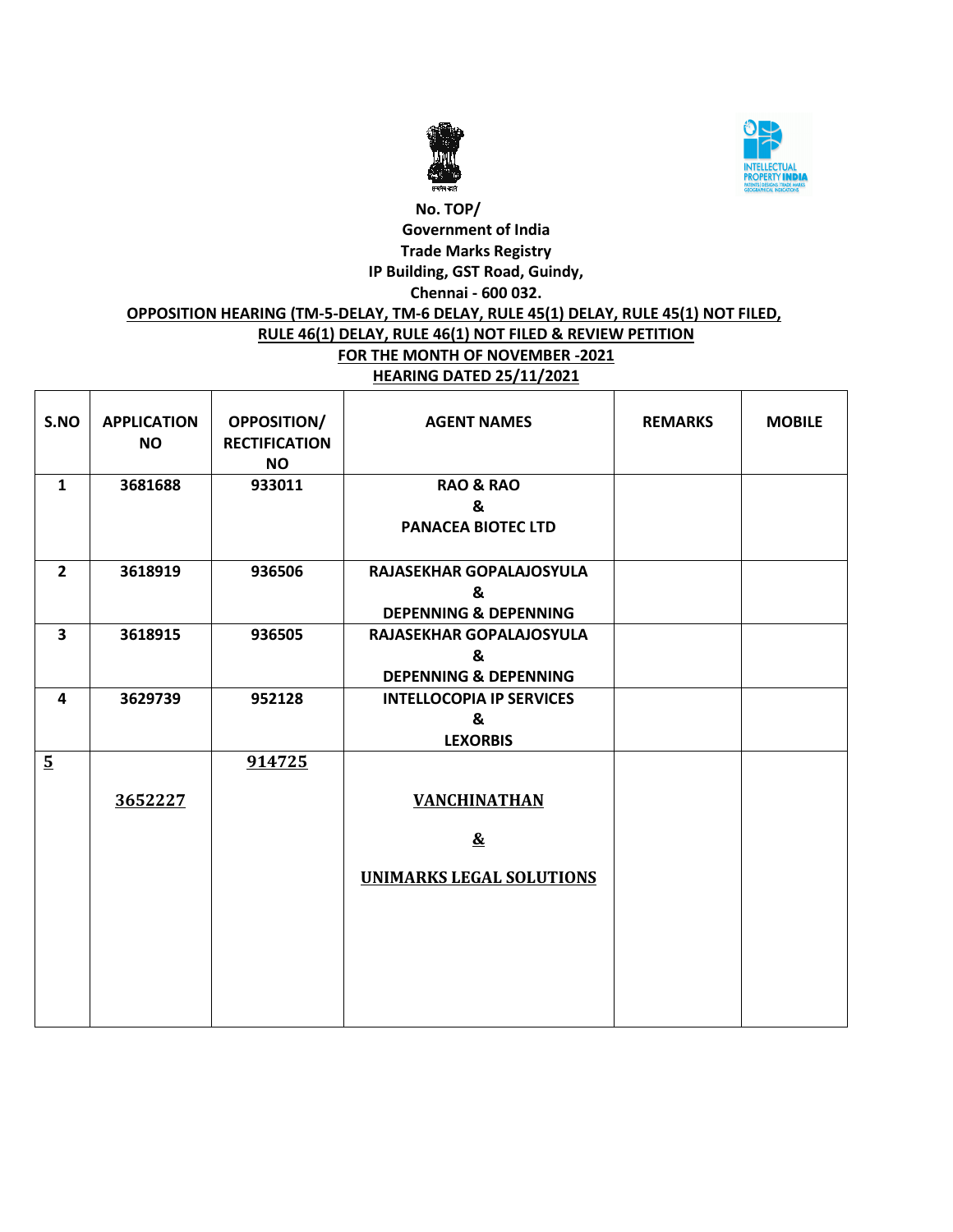No. TOP/

Government of India

Trade Marks Registry

IP Building, GST Road, Guindy,

Chennai - 600 032.

**OPPOSITION HEARING (TM-5-DELAY, TM-6 DELAY, RULE 45(1) DELAY, RULE 45(1) NOT FILED, RULE 46(1) DELAY, RULE 46(1) NOT FILED & REVIEW PETITION**

**FOR THE MONTH OF NOVEMBER -2021**

**HEARING DATED 25/11/2021**

| S.NO | APPLICATION NO | OPPOSITION/ RECTIFICATION NO | AGENT NAMES | REMARKS | MOBILE |
|---|---|---|---|---|---|
| 1 | 3681688 | 933011 | RAO & RAO & PANACEA BIOTEC LTD | | |
| 2 | 3618919 | 936506 | RAJASEKHAR GOPALAJOSYULA & DEPENNING & DEPENNING | | |
| 3 | 3618915 | 936505 | RAJASEKHAR GOPALAJOSYULA & DEPENNING & DEPENNING | | |
| 4 | 3629739 | 952128 | INTELLOCOPIA IP SERVICES & LEXORBIS | | |
| 5 | 3652227 | 914725 | VANCHINATHAN & UNIMARKS LEGAL SOLUTIONS | | |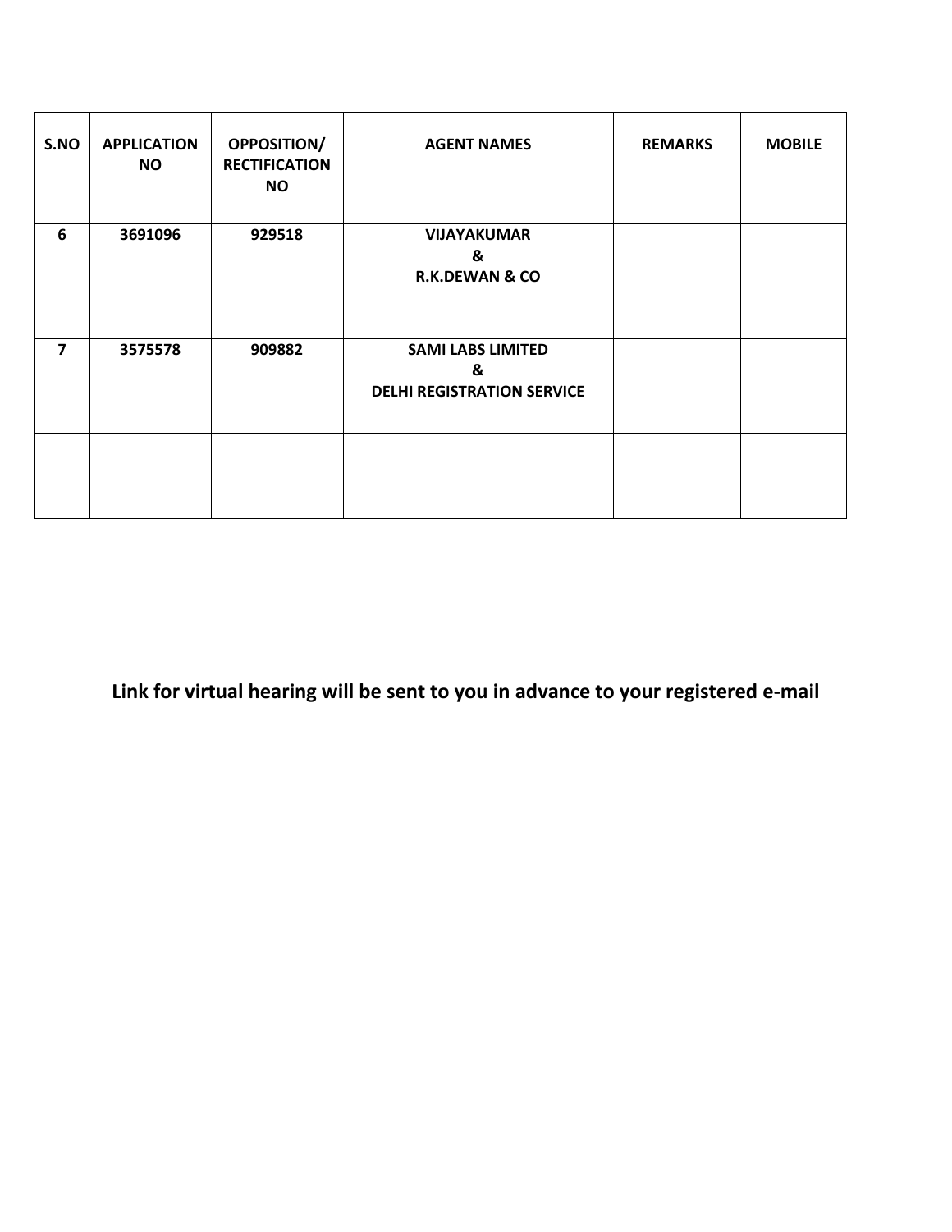| S.NO | APPLICATION NO | OPPOSITION/ RECTIFICATION NO | AGENT NAMES | REMARKS | MOBILE |
|---|---|---|---|---|---|
| 6 | 3691096 | 929518 | VIJAYAKUMAR & R.K.DEWAN & CO | | |
| 7 | 3575578 | 909882 | SAMI LABS LIMITED & DELHI REGISTRATION SERVICE | | |
| | | | | | |

**Link for virtual hearing will be sent to you in advance to your registered e-mail**